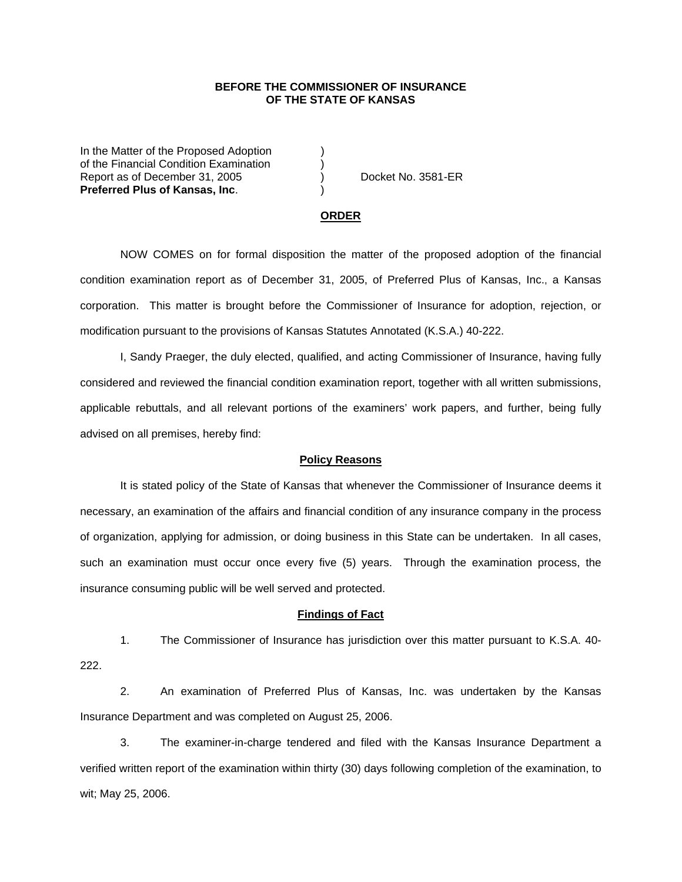**BEFORE THE COMMISSIONER OF INSURANCE**
**OF THE STATE OF KANSAS**

| | | |
|---|---|---|
| In the Matter of the Proposed Adoption | ) | |
| of the Financial Condition Examination | ) | |
| Report as of December 31, 2005 | ) | Docket No. 3581-ER |
| **Preferred Plus of Kansas, Inc**. | ) | |

**ORDER**

NOW COMES on for formal disposition the matter of the proposed adoption of the financial condition examination report as of December 31, 2005, of Preferred Plus of Kansas, Inc., a Kansas corporation. This matter is brought before the Commissioner of Insurance for adoption, rejection, or modification pursuant to the provisions of Kansas Statutes Annotated (K.S.A.) 40-222.

I, Sandy Praeger, the duly elected, qualified, and acting Commissioner of Insurance, having fully considered and reviewed the financial condition examination report, together with all written submissions, applicable rebuttals, and all relevant portions of the examiners' work papers, and further, being fully advised on all premises, hereby find:

**Policy Reasons**

It is stated policy of the State of Kansas that whenever the Commissioner of Insurance deems it necessary, an examination of the affairs and financial condition of any insurance company in the process of organization, applying for admission, or doing business in this State can be undertaken. In all cases, such an examination must occur once every five (5) years. Through the examination process, the insurance consuming public will be well served and protected.

**Findings of Fact**

1. The Commissioner of Insurance has jurisdiction over this matter pursuant to K.S.A. 40-222.

2. An examination of Preferred Plus of Kansas, Inc. was undertaken by the Kansas Insurance Department and was completed on August 25, 2006.

3. The examiner-in-charge tendered and filed with the Kansas Insurance Department a verified written report of the examination within thirty (30) days following completion of the examination, to wit; May 25, 2006.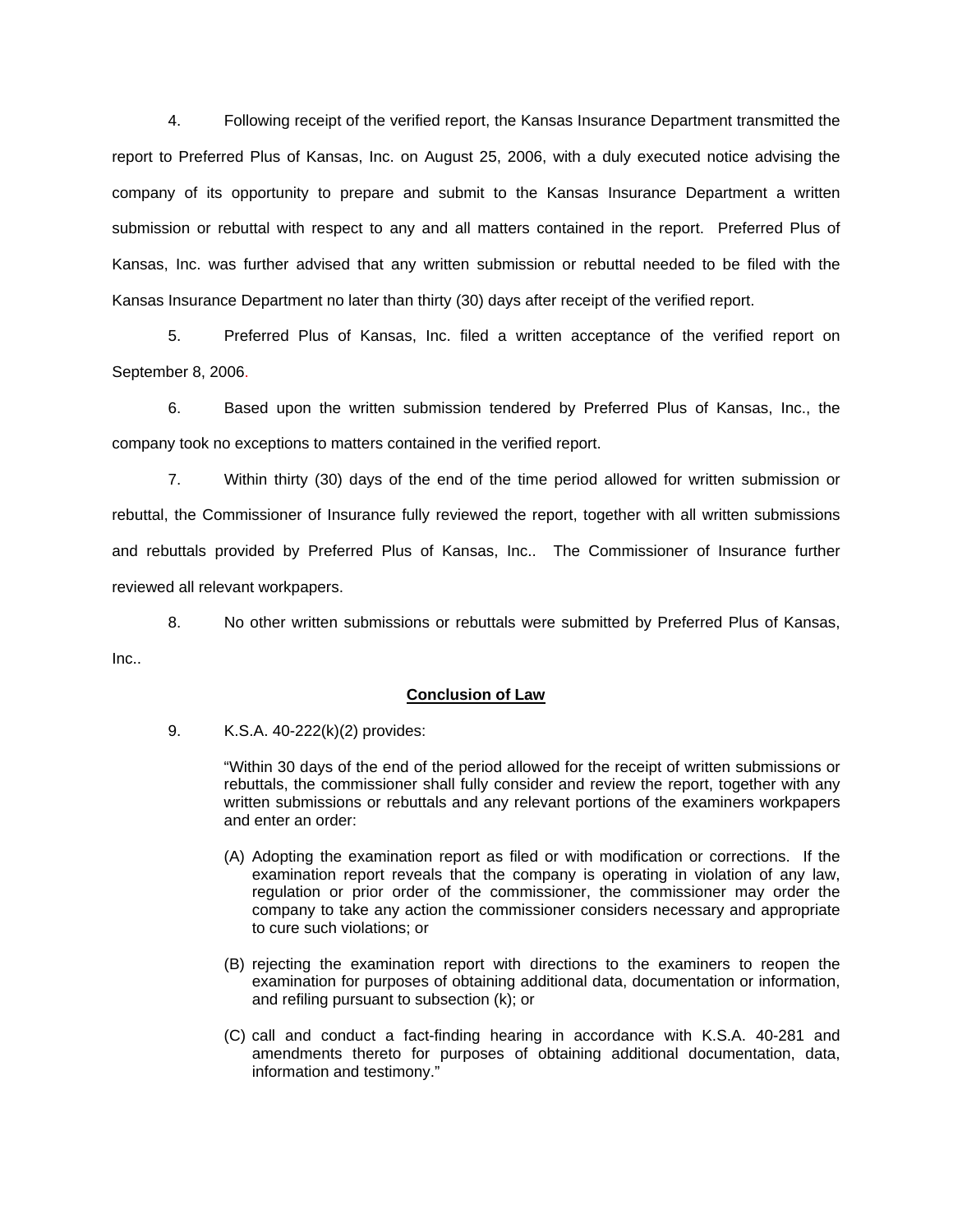4. Following receipt of the verified report, the Kansas Insurance Department transmitted the report to Preferred Plus of Kansas, Inc. on August 25, 2006, with a duly executed notice advising the company of its opportunity to prepare and submit to the Kansas Insurance Department a written submission or rebuttal with respect to any and all matters contained in the report. Preferred Plus of Kansas, Inc. was further advised that any written submission or rebuttal needed to be filed with the Kansas Insurance Department no later than thirty (30) days after receipt of the verified report.

5. Preferred Plus of Kansas, Inc. filed a written acceptance of the verified report on September 8, 2006.

6. Based upon the written submission tendered by Preferred Plus of Kansas, Inc., the company took no exceptions to matters contained in the verified report.

7. Within thirty (30) days of the end of the time period allowed for written submission or rebuttal, the Commissioner of Insurance fully reviewed the report, together with all written submissions and rebuttals provided by Preferred Plus of Kansas, Inc.. The Commissioner of Insurance further reviewed all relevant workpapers.

8. No other written submissions or rebuttals were submitted by Preferred Plus of Kansas, Inc..

**Conclusion of Law**

9. K.S.A. 40-222(k)(2) provides:

> "Within 30 days of the end of the period allowed for the receipt of written submissions or rebuttals, the commissioner shall fully consider and review the report, together with any written submissions or rebuttals and any relevant portions of the examiners workpapers and enter an order:
>
> (A) Adopting the examination report as filed or with modification or corrections. If the examination report reveals that the company is operating in violation of any law, regulation or prior order of the commissioner, the commissioner may order the company to take any action the commissioner considers necessary and appropriate to cure such violations; or
>
> (B) rejecting the examination report with directions to the examiners to reopen the examination for purposes of obtaining additional data, documentation or information, and refiling pursuant to subsection (k); or
>
> (C) call and conduct a fact-finding hearing in accordance with K.S.A. 40-281 and amendments thereto for purposes of obtaining additional documentation, data, information and testimony."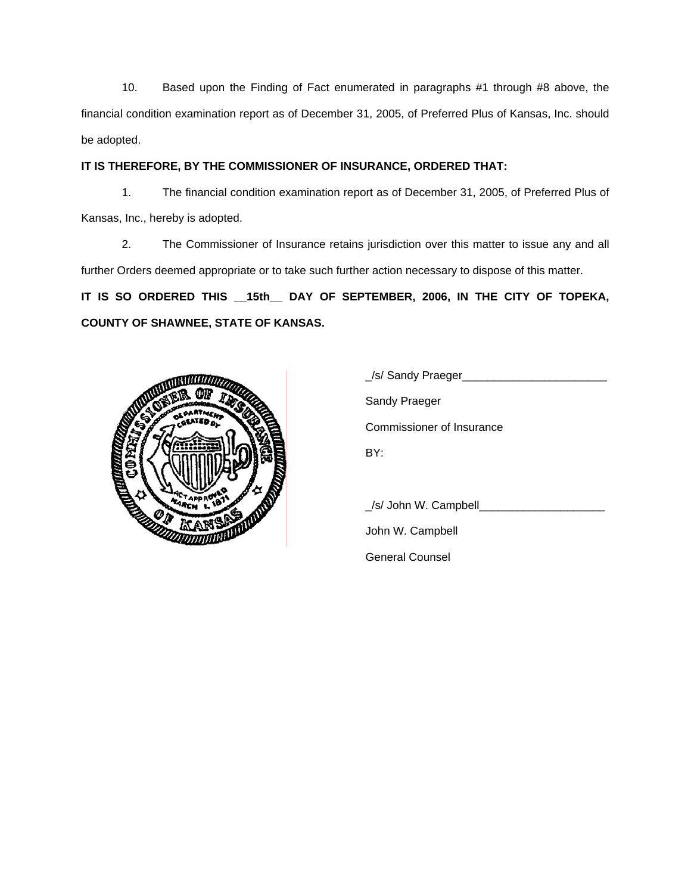10. Based upon the Finding of Fact enumerated in paragraphs #1 through #8 above, the financial condition examination report as of December 31, 2005, of Preferred Plus of Kansas, Inc. should be adopted.

**IT IS THEREFORE, BY THE COMMISSIONER OF INSURANCE, ORDERED THAT:**

1. The financial condition examination report as of December 31, 2005, of Preferred Plus of Kansas, Inc., hereby is adopted.

2. The Commissioner of Insurance retains jurisdiction over this matter to issue any and all further Orders deemed appropriate or to take such further action necessary to dispose of this matter.

**IT IS SO ORDERED THIS __15th__ DAY OF SEPTEMBER, 2006, IN THE CITY OF TOPEKA, COUNTY OF SHAWNEE, STATE OF KANSAS.**

_/s/ Sandy Praeger_______________________

Sandy Praeger

Commissioner of Insurance

BY:

_/s/ John W. Campbell____________________

John W. Campbell

General Counsel